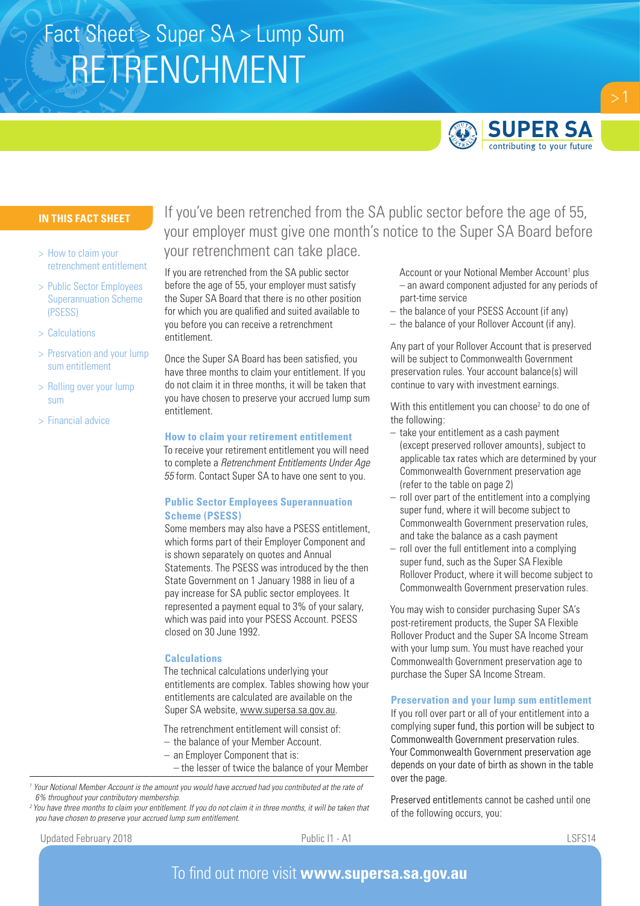# Fact Sheet > Super SA > Lump Sum

# RETRENCHMENT

**IN THIS FACT SHEET**

- > How to claim your retrenchment entitlement
- > Public Sector Employees Superannuation Scheme (PSESS)
- > Calculations
- > Presrvation and your lump sum entitlement
- > Rolling over your lump sum
- > Financial advice

If you've been retrenched from the SA public sector before the age of 55, your employer must give one month's notice to the Super SA Board before your retrenchment can take place.

If you are retrenched from the SA public sector before the age of 55, your employer must satisfy the Super SA Board that there is no other position for which you are qualified and suited available to you before you can receive a retrenchment entitlement.

Once the Super SA Board has been satisfied, you have three months to claim your entitlement. If you do not claim it in three months, it will be taken that you have chosen to preserve your accrued lump sum entitlement.

### How to claim your retirement entitlement

To receive your retirement entitlement you will need to complete a *Retrenchment Entitlements Under Age 55* form. Contact Super SA to have one sent to you.

### Public Sector Employees Superannuation Scheme (PSESS)

Some members may also have a PSESS entitlement, which forms part of their Employer Component and is shown separately on quotes and Annual Statements. The PSESS was introduced by the then State Government on 1 January 1988 in lieu of a pay increase for SA public sector employees. It represented a payment equal to 3% of your salary, which was paid into your PSESS Account. PSESS closed on 30 June 1992.

### Calculations

The technical calculations underlying your entitlements are complex. Tables showing how your entitlements are calculated are available on the Super SA website, www.supersa.sa.gov.au.

The retrenchment entitlement will consist of:

- the balance of your Member Account.
- an Employer Component that is:
  - the lesser of twice the balance of your Member Account or your Notional Member Account[1] plus
  - an award component adjusted for any periods of part-time service
- the balance of your PSESS Account (if any)
- the balance of your Rollover Account (if any).

Any part of your Rollover Account that is preserved will be subject to Commonwealth Government preservation rules. Your account balance(s) will continue to vary with investment earnings.

With this entitlement you can choose[2] to do one of the following:

- take your entitlement as a cash payment (except preserved rollover amounts), subject to applicable tax rates which are determined by your Commonwealth Government preservation age (refer to the table on page 2)
- roll over part of the entitlement into a complying super fund, where it will become subject to Commonwealth Government preservation rules, and take the balance as a cash payment
- roll over the full entitlement into a complying super fund, such as the Super SA Flexible Rollover Product, where it will become subject to Commonwealth Government preservation rules.

You may wish to consider purchasing Super SA's post-retirement products, the Super SA Flexible Rollover Product and the Super SA Income Stream with your lump sum. You must have reached your Commonwealth Government preservation age to purchase the Super SA Income Stream.

### Preservation and your lump sum entitlement

If you roll over part or all of your entitlement into a complying super fund, this portion will be subject to Commonwealth Government preservation rules. Your Commonwealth Government preservation age depends on your date of birth as shown in the table over the page.

Preserved entitlements cannot be cashed until one of the following occurs, you:

---

[1] *Your Notional Member Account is the amount you would have accrued had you contributed at the rate of 6% throughout your contributory membership.*

[2] *You have three months to claim your entitlement. If you do not claim it in three months, it will be taken that you have chosen to preserve your accrued lump sum entitlement.*

Updated February 2018 | Public I1 - A1 | LSFS14

To find out more visit **www.supersa.sa.gov.au**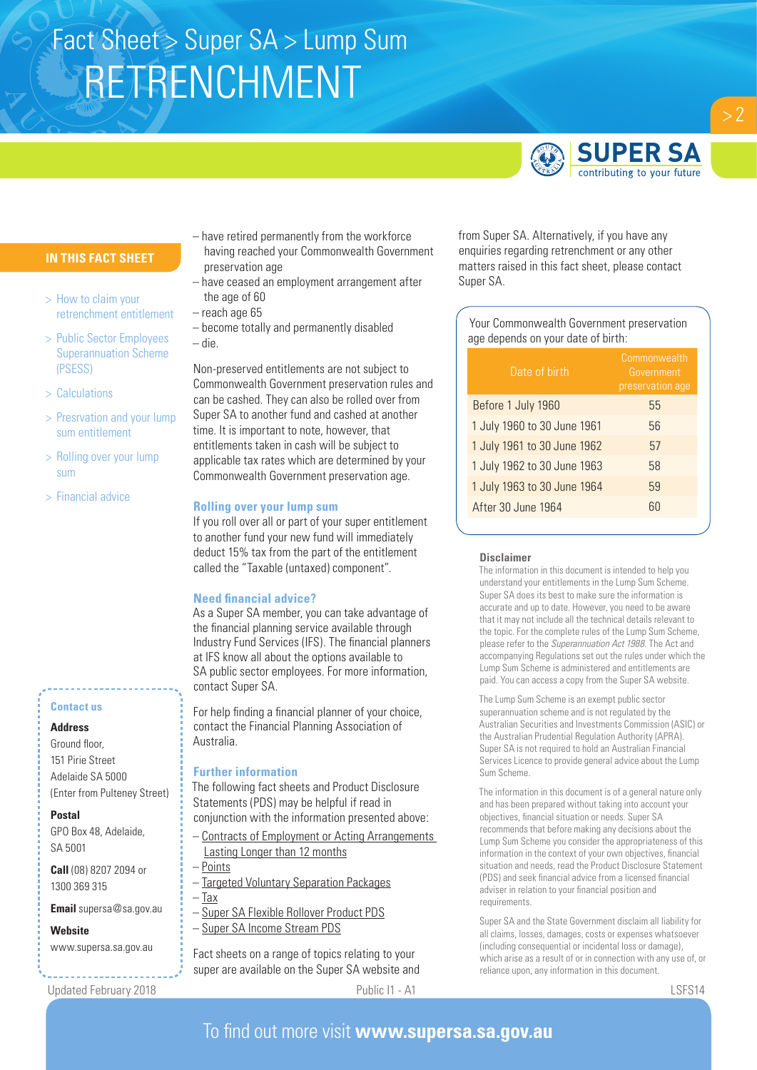# Fact Sheet > Super SA > Lump Sum

# RETRENCHMENT

## IN THIS FACT SHEET

- > How to claim your retrenchment entitlement
- > Public Sector Employees Superannuation Scheme (PSESS)
- > Calculations
- > Presrvation and your lump sum entitlement
- > Rolling over your lump sum
- > Financial advice

– have retired permanently from the workforce having reached your Commonwealth Government preservation age
– have ceased an employment arrangement after the age of 60
– reach age 65
– become totally and permanently disabled
– die.

Non-preserved entitlements are not subject to Commonwealth Government preservation rules and can be cashed. They can also be rolled over from Super SA to another fund and cashed at another time. It is important to note, however, that entitlements taken in cash will be subject to applicable tax rates which are determined by your Commonwealth Government preservation age.

### Rolling over your lump sum

If you roll over all or part of your super entitlement to another fund your new fund will immediately deduct 15% tax from the part of the entitlement called the "Taxable (untaxed) component".

### Need financial advice?

As a Super SA member, you can take advantage of the financial planning service available through Industry Fund Services (IFS). The financial planners at IFS know all about the options available to SA public sector employees. For more information, contact Super SA.

For help finding a financial planner of your choice, contact the Financial Planning Association of Australia.

### Further information

The following fact sheets and Product Disclosure Statements (PDS) may be helpful if read in conjunction with the information presented above:

– Contracts of Employment or Acting Arrangements Lasting Longer than 12 months
– Points
– Targeted Voluntary Separation Packages
– Tax
– Super SA Flexible Rollover Product PDS
– Super SA Income Stream PDS

Fact sheets on a range of topics relating to your super are available on the Super SA website and from Super SA. Alternatively, if you have any enquiries regarding retrenchment or any other matters raised in this fact sheet, please contact Super SA.

Your Commonwealth Government preservation age depends on your date of birth:

| Date of birth | Commonwealth Government preservation age |
|---|---|
| Before 1 July 1960 | 55 |
| 1 July 1960 to 30 June 1961 | 56 |
| 1 July 1961 to 30 June 1962 | 57 |
| 1 July 1962 to 30 June 1963 | 58 |
| 1 July 1963 to 30 June 1964 | 59 |
| After 30 June 1964 | 60 |

#### Disclaimer

The information in this document is intended to help you understand your entitlements in the Lump Sum Scheme. Super SA does its best to make sure the information is accurate and up to date. However, you need to be aware that it may not include all the technical details relevant to the topic. For the complete rules of the Lump Sum Scheme, please refer to the *Superannuation Act 1988*. The Act and accompanying Regulations set out the rules under which the Lump Sum Scheme is administered and entitlements are paid. You can access a copy from the Super SA website.

The Lump Sum Scheme is an exempt public sector superannuation scheme and is not regulated by the Australian Securities and Investments Commission (ASIC) or the Australian Prudential Regulation Authority (APRA). Super SA is not required to hold an Australian Financial Services Licence to provide general advice about the Lump Sum Scheme.

The information in this document is of a general nature only and has been prepared without taking into account your objectives, financial situation or needs. Super SA recommends that before making any decisions about the Lump Sum Scheme you consider the appropriateness of this information in the context of your own objectives, financial situation and needs, read the Product Disclosure Statement (PDS) and seek financial advice from a licensed financial adviser in relation to your financial position and requirements.

Super SA and the State Government disclaim all liability for all claims, losses, damages, costs or expenses whatsoever (including consequential or incidental loss or damage), which arise as a result of or in connection with any use of, or reliance upon, any information in this document.

#### Contact us

**Address**
Ground floor,
151 Pirie Street
Adelaide SA 5000
(Enter from Pulteney Street)

**Postal**
GPO Box 48, Adelaide,
SA 5001

**Call** (08) 8207 2094 or
1300 369 315

**Email** supersa@sa.gov.au

**Website**
www.supersa.sa.gov.au

Updated February 2018

Public I1 - A1

LSFS14

To find out more visit **www.supersa.sa.gov.au**